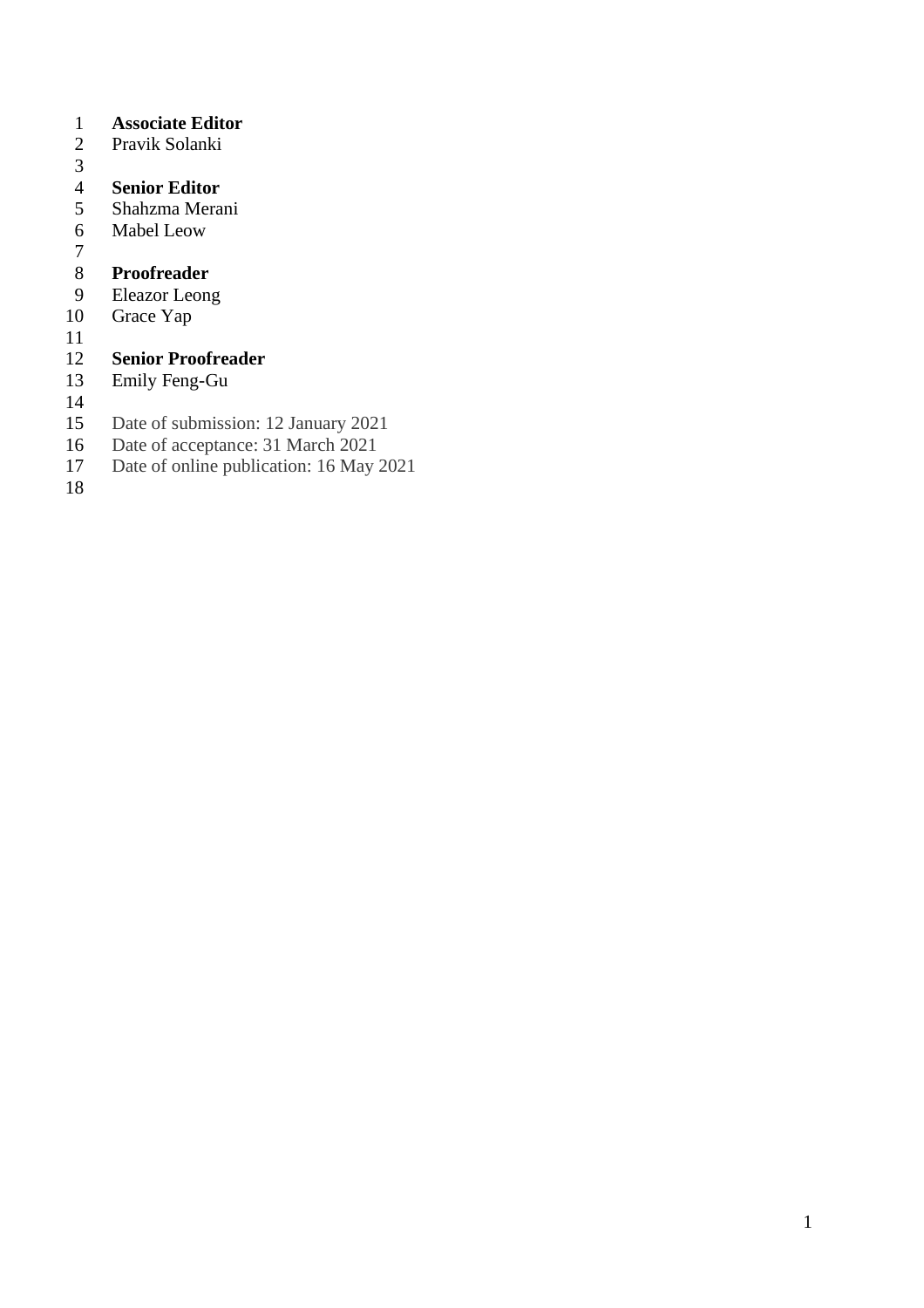**Associate Editor**
Pravik Solanki

**Senior Editor**
Shahzma Merani
Mabel Leow

**Proofreader**
Eleazor Leong
Grace Yap

**Senior Proofreader**
Emily Feng-Gu

Date of submission: 12 January 2021
Date of acceptance: 31 March 2021
Date of online publication: 16 May 2021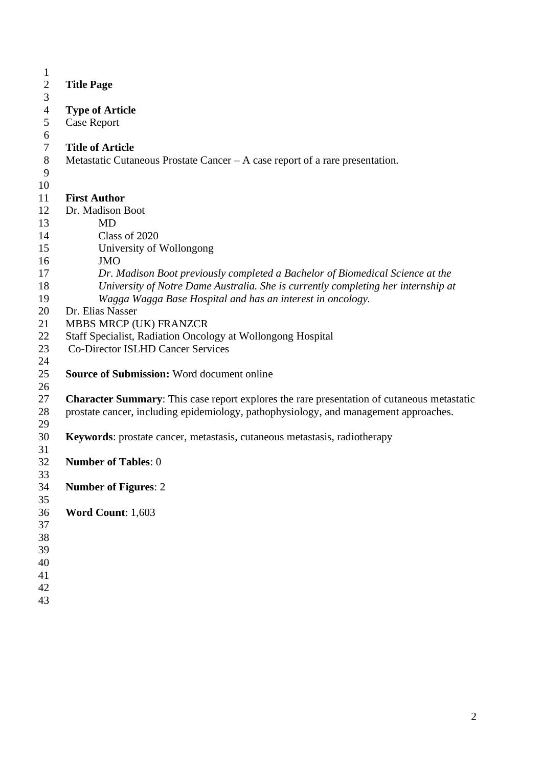## Title Page

**Type of Article**

Case Report

**Title of Article**

Metastatic Cutaneous Prostate Cancer – A case report of a rare presentation.

**First Author**

Dr. Madison Boot

MD

Class of 2020

University of Wollongong

JMO

*Dr. Madison Boot previously completed a Bachelor of Biomedical Science at the University of Notre Dame Australia. She is currently completing her internship at Wagga Wagga Base Hospital and has an interest in oncology.*

Dr. Elias Nasser

MBBS MRCP (UK) FRANZCR

Staff Specialist, Radiation Oncology at Wollongong Hospital

Co-Director ISLHD Cancer Services

**Source of Submission:** Word document online

**Character Summary**: This case report explores the rare presentation of cutaneous metastatic prostate cancer, including epidemiology, pathophysiology, and management approaches.

**Keywords**: prostate cancer, metastasis, cutaneous metastasis, radiotherapy

**Number of Tables**: 0

**Number of Figures**: 2

**Word Count**: 1,603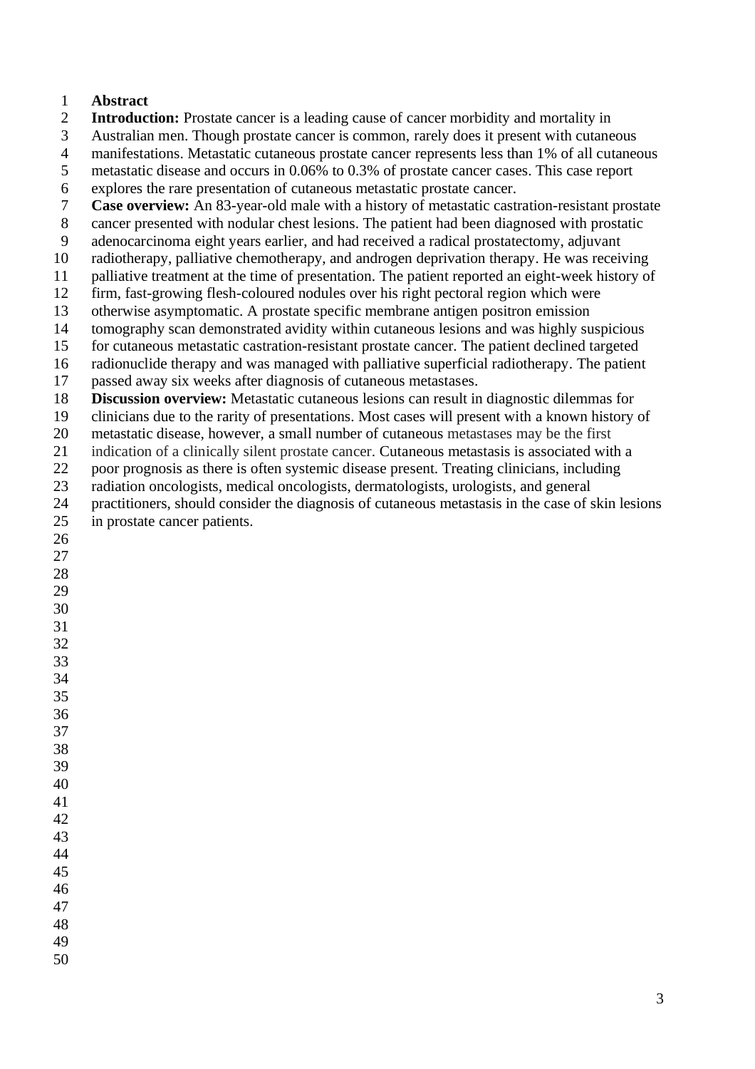## Abstract

**Introduction:** Prostate cancer is a leading cause of cancer morbidity and mortality in Australian men. Though prostate cancer is common, rarely does it present with cutaneous manifestations. Metastatic cutaneous prostate cancer represents less than 1% of all cutaneous metastatic disease and occurs in 0.06% to 0.3% of prostate cancer cases. This case report explores the rare presentation of cutaneous metastatic prostate cancer.

**Case overview:** An 83-year-old male with a history of metastatic castration-resistant prostate cancer presented with nodular chest lesions. The patient had been diagnosed with prostatic adenocarcinoma eight years earlier, and had received a radical prostatectomy, adjuvant radiotherapy, palliative chemotherapy, and androgen deprivation therapy. He was receiving palliative treatment at the time of presentation. The patient reported an eight-week history of firm, fast-growing flesh-coloured nodules over his right pectoral region which were otherwise asymptomatic. A prostate specific membrane antigen positron emission tomography scan demonstrated avidity within cutaneous lesions and was highly suspicious for cutaneous metastatic castration-resistant prostate cancer. The patient declined targeted radionuclide therapy and was managed with palliative superficial radiotherapy. The patient passed away six weeks after diagnosis of cutaneous metastases.

**Discussion overview:** Metastatic cutaneous lesions can result in diagnostic dilemmas for clinicians due to the rarity of presentations. Most cases will present with a known history of metastatic disease, however, a small number of cutaneous metastases may be the first indication of a clinically silent prostate cancer. Cutaneous metastasis is associated with a poor prognosis as there is often systemic disease present. Treating clinicians, including radiation oncologists, medical oncologists, dermatologists, urologists, and general practitioners, should consider the diagnosis of cutaneous metastasis in the case of skin lesions in prostate cancer patients.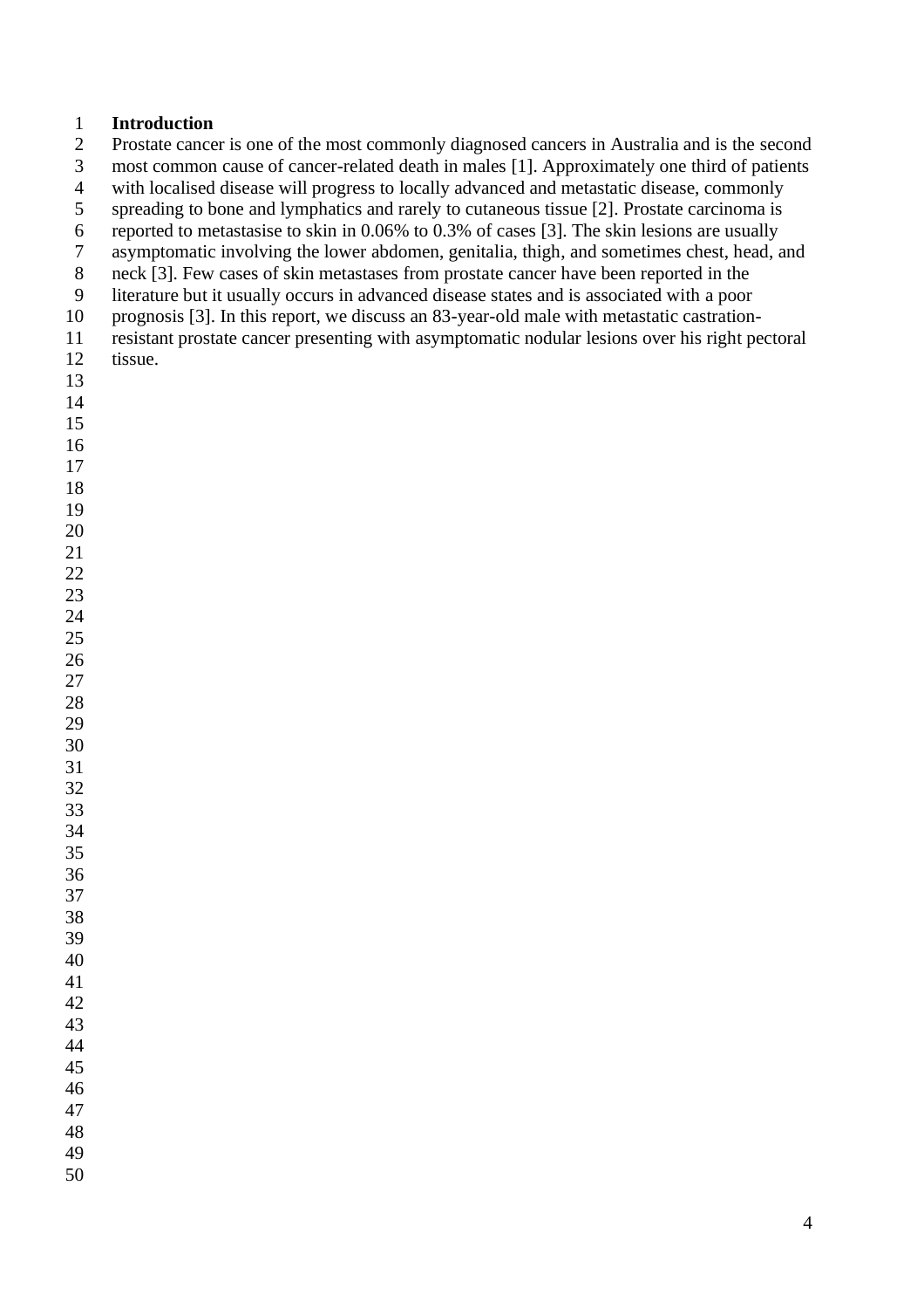# Introduction

Prostate cancer is one of the most commonly diagnosed cancers in Australia and is the second most common cause of cancer-related death in males [1]. Approximately one third of patients with localised disease will progress to locally advanced and metastatic disease, commonly spreading to bone and lymphatics and rarely to cutaneous tissue [2]. Prostate carcinoma is reported to metastasise to skin in 0.06% to 0.3% of cases [3]. The skin lesions are usually asymptomatic involving the lower abdomen, genitalia, thigh, and sometimes chest, head, and neck [3]. Few cases of skin metastases from prostate cancer have been reported in the literature but it usually occurs in advanced disease states and is associated with a poor prognosis [3]. In this report, we discuss an 83-year-old male with metastatic castration-resistant prostate cancer presenting with asymptomatic nodular lesions over his right pectoral tissue.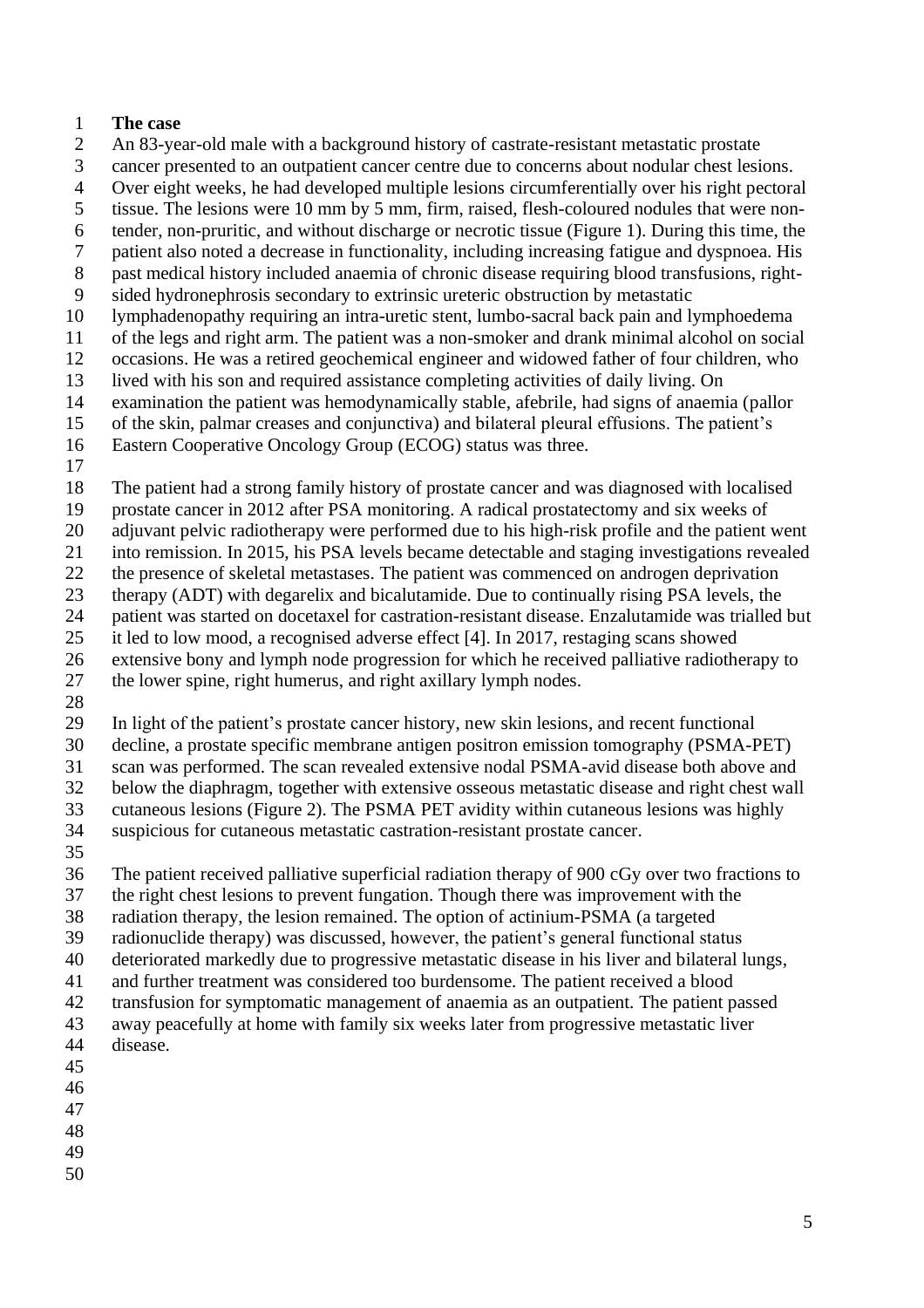## The case

An 83-year-old male with a background history of castrate-resistant metastatic prostate cancer presented to an outpatient cancer centre due to concerns about nodular chest lesions. Over eight weeks, he had developed multiple lesions circumferentially over his right pectoral tissue. The lesions were 10 mm by 5 mm, firm, raised, flesh-coloured nodules that were non-tender, non-pruritic, and without discharge or necrotic tissue (Figure 1). During this time, the patient also noted a decrease in functionality, including increasing fatigue and dyspnoea. His past medical history included anaemia of chronic disease requiring blood transfusions, right-sided hydronephrosis secondary to extrinsic ureteric obstruction by metastatic lymphadenopathy requiring an intra-uretic stent, lumbo-sacral back pain and lymphoedema of the legs and right arm. The patient was a non-smoker and drank minimal alcohol on social occasions. He was a retired geochemical engineer and widowed father of four children, who lived with his son and required assistance completing activities of daily living. On examination the patient was hemodynamically stable, afebrile, had signs of anaemia (pallor of the skin, palmar creases and conjunctiva) and bilateral pleural effusions. The patient's Eastern Cooperative Oncology Group (ECOG) status was three.

The patient had a strong family history of prostate cancer and was diagnosed with localised prostate cancer in 2012 after PSA monitoring. A radical prostatectomy and six weeks of adjuvant pelvic radiotherapy were performed due to his high-risk profile and the patient went into remission. In 2015, his PSA levels became detectable and staging investigations revealed the presence of skeletal metastases. The patient was commenced on androgen deprivation therapy (ADT) with degarelix and bicalutamide. Due to continually rising PSA levels, the patient was started on docetaxel for castration-resistant disease. Enzalutamide was trialled but it led to low mood, a recognised adverse effect [4]. In 2017, restaging scans showed extensive bony and lymph node progression for which he received palliative radiotherapy to the lower spine, right humerus, and right axillary lymph nodes.

In light of the patient's prostate cancer history, new skin lesions, and recent functional decline, a prostate specific membrane antigen positron emission tomography (PSMA-PET) scan was performed. The scan revealed extensive nodal PSMA-avid disease both above and below the diaphragm, together with extensive osseous metastatic disease and right chest wall cutaneous lesions (Figure 2). The PSMA PET avidity within cutaneous lesions was highly suspicious for cutaneous metastatic castration-resistant prostate cancer.

The patient received palliative superficial radiation therapy of 900 cGy over two fractions to the right chest lesions to prevent fungation. Though there was improvement with the radiation therapy, the lesion remained. The option of actinium-PSMA (a targeted radionuclide therapy) was discussed, however, the patient's general functional status deteriorated markedly due to progressive metastatic disease in his liver and bilateral lungs, and further treatment was considered too burdensome. The patient received a blood transfusion for symptomatic management of anaemia as an outpatient. The patient passed away peacefully at home with family six weeks later from progressive metastatic liver disease.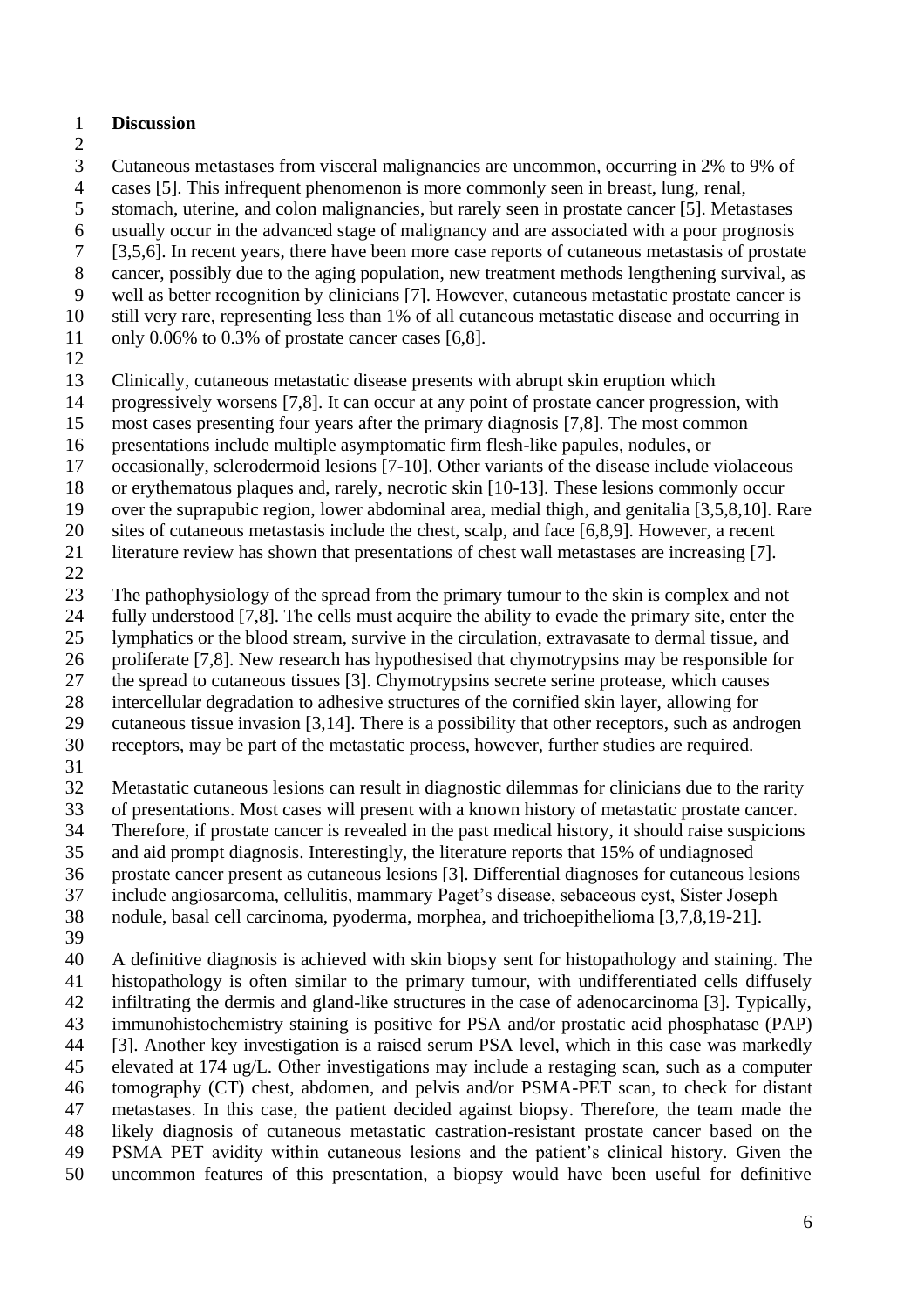**Discussion**

Cutaneous metastases from visceral malignancies are uncommon, occurring in 2% to 9% of cases [5]. This infrequent phenomenon is more commonly seen in breast, lung, renal, stomach, uterine, and colon malignancies, but rarely seen in prostate cancer [5]. Metastases usually occur in the advanced stage of malignancy and are associated with a poor prognosis [3,5,6]. In recent years, there have been more case reports of cutaneous metastasis of prostate cancer, possibly due to the aging population, new treatment methods lengthening survival, as well as better recognition by clinicians [7]. However, cutaneous metastatic prostate cancer is still very rare, representing less than 1% of all cutaneous metastatic disease and occurring in only 0.06% to 0.3% of prostate cancer cases [6,8].

Clinically, cutaneous metastatic disease presents with abrupt skin eruption which progressively worsens [7,8]. It can occur at any point of prostate cancer progression, with most cases presenting four years after the primary diagnosis [7,8]. The most common presentations include multiple asymptomatic firm flesh-like papules, nodules, or occasionally, sclerodermoid lesions [7-10]. Other variants of the disease include violaceous or erythematous plaques and, rarely, necrotic skin [10-13]. These lesions commonly occur over the suprapubic region, lower abdominal area, medial thigh, and genitalia [3,5,8,10]. Rare sites of cutaneous metastasis include the chest, scalp, and face [6,8,9]. However, a recent literature review has shown that presentations of chest wall metastases are increasing [7].

The pathophysiology of the spread from the primary tumour to the skin is complex and not fully understood [7,8]. The cells must acquire the ability to evade the primary site, enter the lymphatics or the blood stream, survive in the circulation, extravasate to dermal tissue, and proliferate [7,8]. New research has hypothesised that chymotrypsins may be responsible for the spread to cutaneous tissues [3]. Chymotrypsins secrete serine protease, which causes intercellular degradation to adhesive structures of the cornified skin layer, allowing for cutaneous tissue invasion [3,14]. There is a possibility that other receptors, such as androgen receptors, may be part of the metastatic process, however, further studies are required.

Metastatic cutaneous lesions can result in diagnostic dilemmas for clinicians due to the rarity of presentations. Most cases will present with a known history of metastatic prostate cancer. Therefore, if prostate cancer is revealed in the past medical history, it should raise suspicions and aid prompt diagnosis. Interestingly, the literature reports that 15% of undiagnosed prostate cancer present as cutaneous lesions [3]. Differential diagnoses for cutaneous lesions include angiosarcoma, cellulitis, mammary Paget's disease, sebaceous cyst, Sister Joseph nodule, basal cell carcinoma, pyoderma, morphea, and trichoepithelioma [3,7,8,19-21].

A definitive diagnosis is achieved with skin biopsy sent for histopathology and staining. The histopathology is often similar to the primary tumour, with undifferentiated cells diffusely infiltrating the dermis and gland-like structures in the case of adenocarcinoma [3]. Typically, immunohistochemistry staining is positive for PSA and/or prostatic acid phosphatase (PAP) [3]. Another key investigation is a raised serum PSA level, which in this case was markedly elevated at 174 ug/L. Other investigations may include a restaging scan, such as a computer tomography (CT) chest, abdomen, and pelvis and/or PSMA-PET scan, to check for distant metastases. In this case, the patient decided against biopsy. Therefore, the team made the likely diagnosis of cutaneous metastatic castration-resistant prostate cancer based on the PSMA PET avidity within cutaneous lesions and the patient's clinical history. Given the uncommon features of this presentation, a biopsy would have been useful for definitive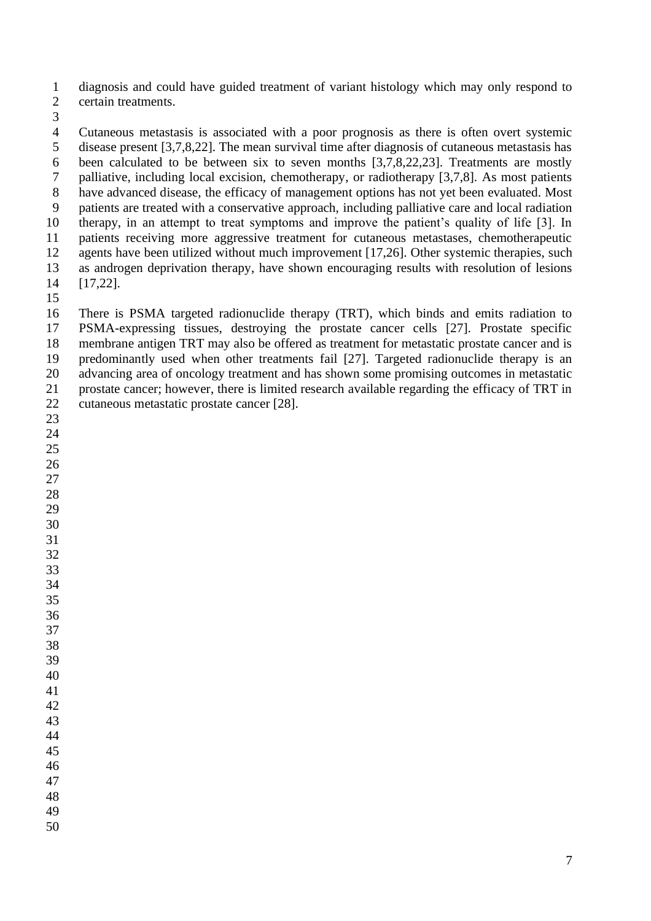diagnosis and could have guided treatment of variant histology which may only respond to certain treatments.

Cutaneous metastasis is associated with a poor prognosis as there is often overt systemic disease present [3,7,8,22]. The mean survival time after diagnosis of cutaneous metastasis has been calculated to be between six to seven months [3,7,8,22,23]. Treatments are mostly palliative, including local excision, chemotherapy, or radiotherapy [3,7,8]. As most patients have advanced disease, the efficacy of management options has not yet been evaluated. Most patients are treated with a conservative approach, including palliative care and local radiation therapy, in an attempt to treat symptoms and improve the patient's quality of life [3]. In patients receiving more aggressive treatment for cutaneous metastases, chemotherapeutic agents have been utilized without much improvement [17,26]. Other systemic therapies, such as androgen deprivation therapy, have shown encouraging results with resolution of lesions [17,22].

There is PSMA targeted radionuclide therapy (TRT), which binds and emits radiation to PSMA-expressing tissues, destroying the prostate cancer cells [27]. Prostate specific membrane antigen TRT may also be offered as treatment for metastatic prostate cancer and is predominantly used when other treatments fail [27]. Targeted radionuclide therapy is an advancing area of oncology treatment and has shown some promising outcomes in metastatic prostate cancer; however, there is limited research available regarding the efficacy of TRT in cutaneous metastatic prostate cancer [28].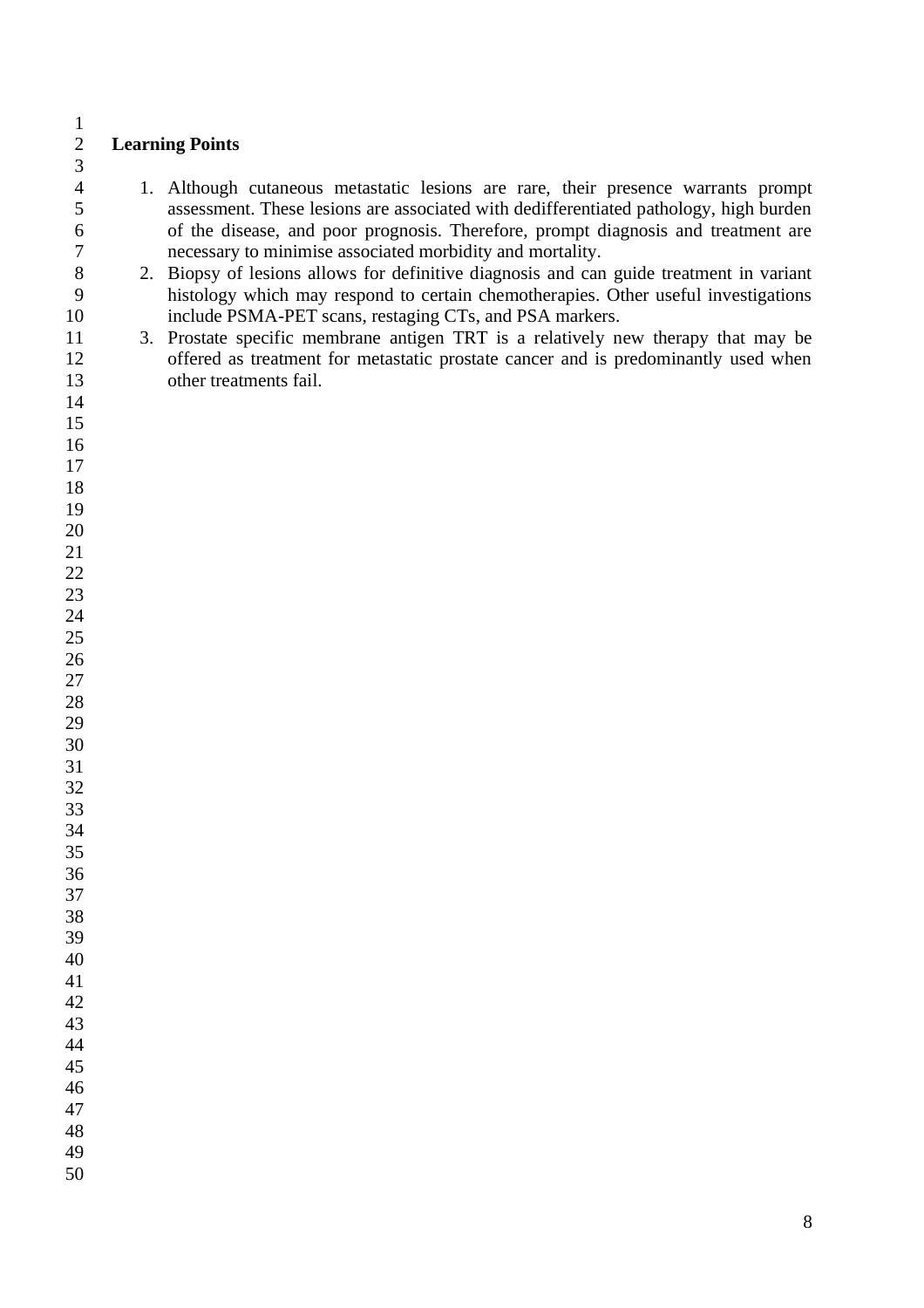## Learning Points

1. Although cutaneous metastatic lesions are rare, their presence warrants prompt assessment. These lesions are associated with dedifferentiated pathology, high burden of the disease, and poor prognosis. Therefore, prompt diagnosis and treatment are necessary to minimise associated morbidity and mortality.
2. Biopsy of lesions allows for definitive diagnosis and can guide treatment in variant histology which may respond to certain chemotherapies. Other useful investigations include PSMA-PET scans, restaging CTs, and PSA markers.
3. Prostate specific membrane antigen TRT is a relatively new therapy that may be offered as treatment for metastatic prostate cancer and is predominantly used when other treatments fail.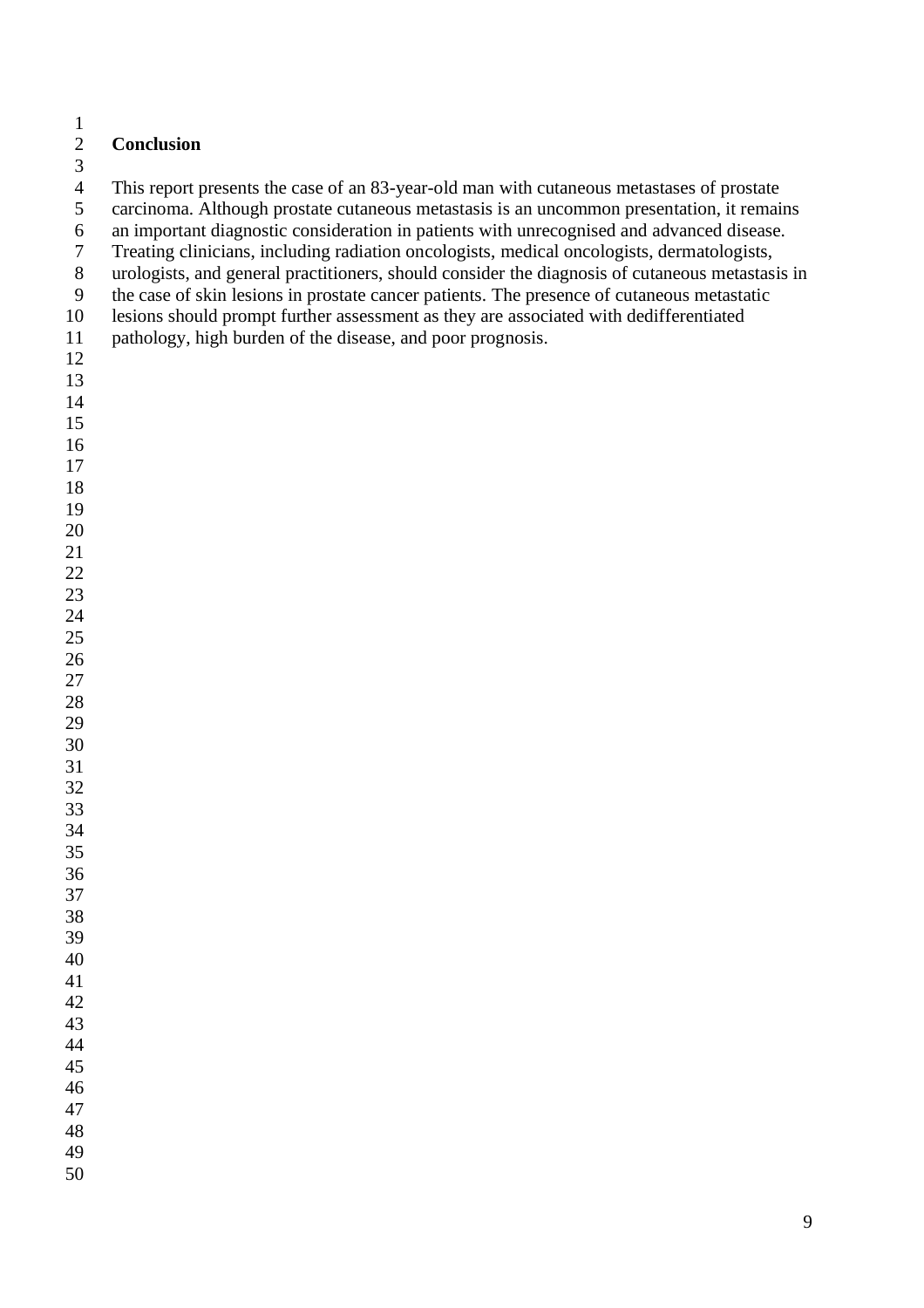## Conclusion

This report presents the case of an 83-year-old man with cutaneous metastases of prostate carcinoma. Although prostate cutaneous metastasis is an uncommon presentation, it remains an important diagnostic consideration in patients with unrecognised and advanced disease. Treating clinicians, including radiation oncologists, medical oncologists, dermatologists, urologists, and general practitioners, should consider the diagnosis of cutaneous metastasis in the case of skin lesions in prostate cancer patients. The presence of cutaneous metastatic lesions should prompt further assessment as they are associated with dedifferentiated pathology, high burden of the disease, and poor prognosis.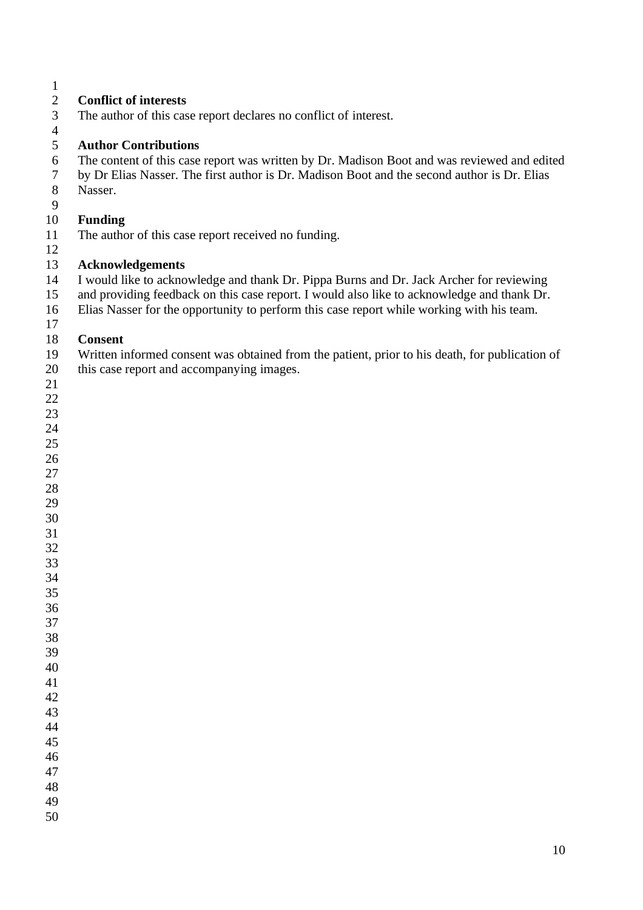## Conflict of interests

The author of this case report declares no conflict of interest.

## Author Contributions

The content of this case report was written by Dr. Madison Boot and was reviewed and edited by Dr Elias Nasser. The first author is Dr. Madison Boot and the second author is Dr. Elias Nasser.

## Funding

The author of this case report received no funding.

## Acknowledgements

I would like to acknowledge and thank Dr. Pippa Burns and Dr. Jack Archer for reviewing and providing feedback on this case report. I would also like to acknowledge and thank Dr. Elias Nasser for the opportunity to perform this case report while working with his team.

## Consent

Written informed consent was obtained from the patient, prior to his death, for publication of this case report and accompanying images.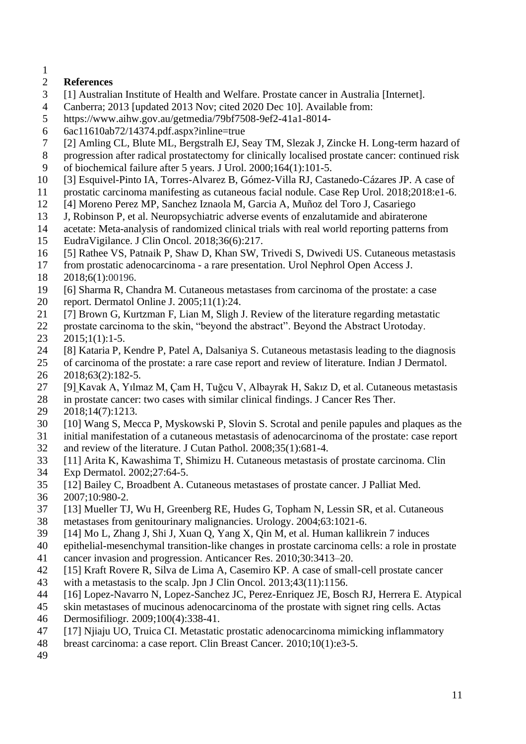**References**

[1] Australian Institute of Health and Welfare. Prostate cancer in Australia [Internet]. Canberra; 2013 [updated 2013 Nov; cited 2020 Dec 10]. Available from: https://www.aihw.gov.au/getmedia/79bf7508-9ef2-41a1-8014-6ac11610ab72/14374.pdf.aspx?inline=true

[2] Amling CL, Blute ML, Bergstralh EJ, Seay TM, Slezak J, Zincke H. Long-term hazard of progression after radical prostatectomy for clinically localised prostate cancer: continued risk of biochemical failure after 5 years. J Urol. 2000;164(1):101-5.

[3] Esquivel-Pinto IA, Torres-Alvarez B, Gómez-Villa RJ, Castanedo-Cázares JP. A case of prostatic carcinoma manifesting as cutaneous facial nodule. Case Rep Urol. 2018;2018:e1-6.

[4] Moreno Perez MP, Sanchez Iznaola M, Garcia A, Muñoz del Toro J, Casariego J, Robinson P, et al. Neuropsychiatric adverse events of enzalutamide and abiraterone acetate: Meta-analysis of randomized clinical trials with real world reporting patterns from EudraVigilance. J Clin Oncol. 2018;36(6):217.

[5] Rathee VS, Patnaik P, Shaw D, Khan SW, Trivedi S, Dwivedi US. Cutaneous metastasis from prostatic adenocarcinoma - a rare presentation. Urol Nephrol Open Access J. 2018;6(1):00196.

[6] Sharma R, Chandra M. Cutaneous metastases from carcinoma of the prostate: a case report. Dermatol Online J. 2005;11(1):24.

[7] Brown G, Kurtzman F, Lian M, Sligh J. Review of the literature regarding metastatic prostate carcinoma to the skin, "beyond the abstract". Beyond the Abstract Urotoday. 2015;1(1):1-5.

[8] Kataria P, Kendre P, Patel A, Dalsaniya S. Cutaneous metastasis leading to the diagnosis of carcinoma of the prostate: a rare case report and review of literature. Indian J Dermatol. 2018;63(2):182-5.

[9] Kavak A, Yılmaz M, Çam H, Tuğcu V, Albayrak H, Sakız D, et al. Cutaneous metastasis in prostate cancer: two cases with similar clinical findings. J Cancer Res Ther. 2018;14(7):1213.

[10] Wang S, Mecca P, Myskowski P, Slovin S. Scrotal and penile papules and plaques as the initial manifestation of a cutaneous metastasis of adenocarcinoma of the prostate: case report and review of the literature. J Cutan Pathol. 2008;35(1):681-4.

[11] Arita K, Kawashima T, Shimizu H. Cutaneous metastasis of prostate carcinoma. Clin Exp Dermatol. 2002;27:64-5.

[12] Bailey C, Broadbent A. Cutaneous metastases of prostate cancer. J Palliat Med. 2007;10:980-2.

[13] Mueller TJ, Wu H, Greenberg RE, Hudes G, Topham N, Lessin SR, et al. Cutaneous metastases from genitourinary malignancies. Urology. 2004;63:1021-6.

[14] Mo L, Zhang J, Shi J, Xuan Q, Yang X, Qin M, et al. Human kallikrein 7 induces epithelial-mesenchymal transition-like changes in prostate carcinoma cells: a role in prostate cancer invasion and progression. Anticancer Res. 2010;30:3413–20.

[15] Kraft Rovere R, Silva de Lima A, Casemiro KP. A case of small-cell prostate cancer with a metastasis to the scalp. Jpn J Clin Oncol. 2013;43(11):1156.

[16] Lopez-Navarro N, Lopez-Sanchez JC, Perez-Enriquez JE, Bosch RJ, Herrera E. Atypical skin metastases of mucinous adenocarcinoma of the prostate with signet ring cells. Actas Dermosifiliogr. 2009;100(4):338-41.

[17] Njiaju UO, Truica CI. Metastatic prostatic adenocarcinoma mimicking inflammatory breast carcinoma: a case report. Clin Breast Cancer. 2010;10(1):e3-5.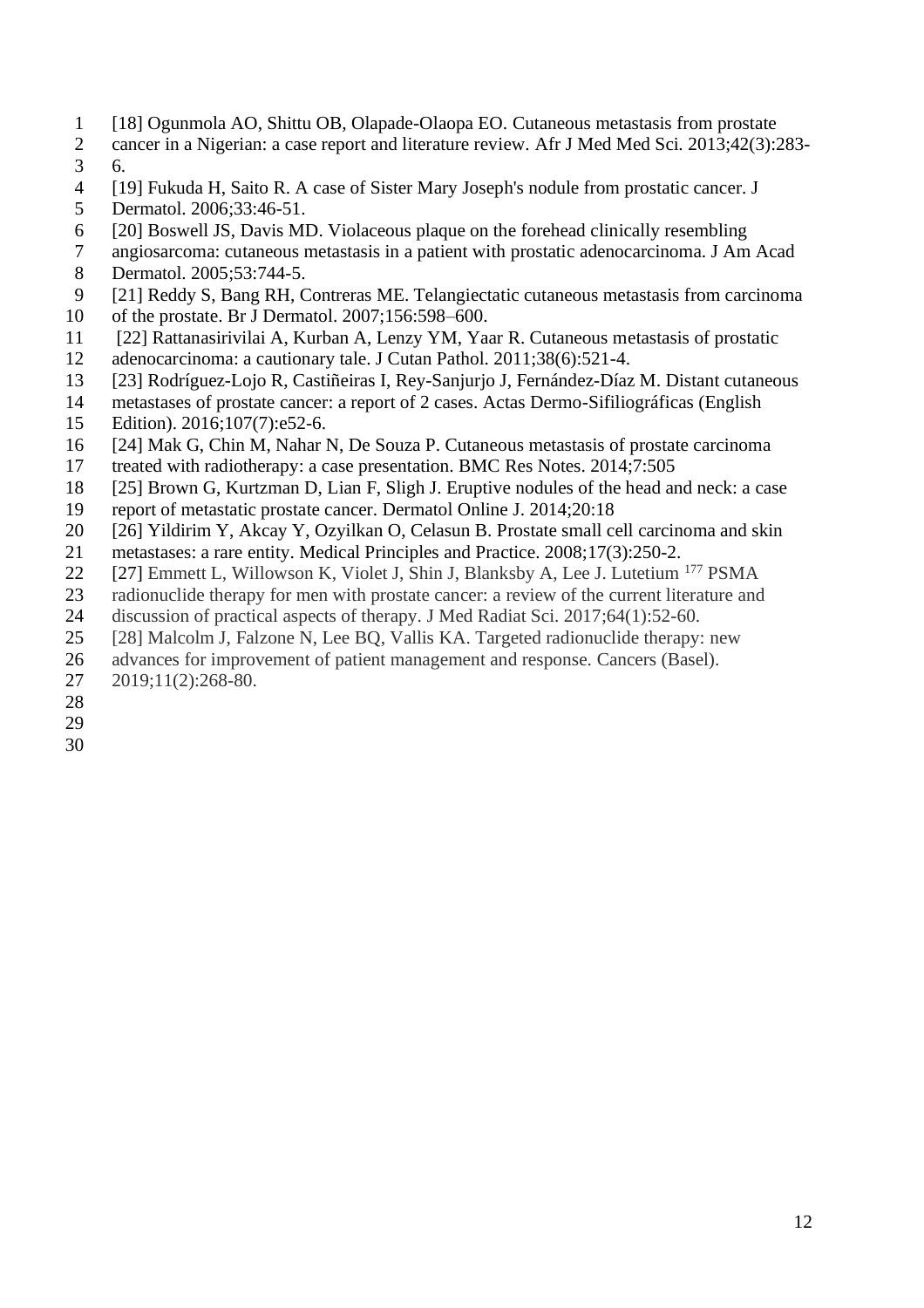[18] Ogunmola AO, Shittu OB, Olapade-Olaopa EO. Cutaneous metastasis from prostate cancer in a Nigerian: a case report and literature review. Afr J Med Med Sci. 2013;42(3):283-6.

[19] Fukuda H, Saito R. A case of Sister Mary Joseph's nodule from prostatic cancer. J Dermatol. 2006;33:46-51.

[20] Boswell JS, Davis MD. Violaceous plaque on the forehead clinically resembling angiosarcoma: cutaneous metastasis in a patient with prostatic adenocarcinoma. J Am Acad Dermatol. 2005;53:744-5.

[21] Reddy S, Bang RH, Contreras ME. Telangiectatic cutaneous metastasis from carcinoma of the prostate. Br J Dermatol. 2007;156:598–600.

[22] Rattanasirivilai A, Kurban A, Lenzy YM, Yaar R. Cutaneous metastasis of prostatic adenocarcinoma: a cautionary tale. J Cutan Pathol. 2011;38(6):521-4.

[23] Rodríguez-Lojo R, Castiñeiras I, Rey-Sanjurjo J, Fernández-Díaz M. Distant cutaneous metastases of prostate cancer: a report of 2 cases. Actas Dermo-Sifiliográficas (English Edition). 2016;107(7):e52-6.

[24] Mak G, Chin M, Nahar N, De Souza P. Cutaneous metastasis of prostate carcinoma treated with radiotherapy: a case presentation. BMC Res Notes. 2014;7:505

[25] Brown G, Kurtzman D, Lian F, Sligh J. Eruptive nodules of the head and neck: a case report of metastatic prostate cancer. Dermatol Online J. 2014;20:18

[26] Yildirim Y, Akcay Y, Ozyilkan O, Celasun B. Prostate small cell carcinoma and skin metastases: a rare entity. Medical Principles and Practice. 2008;17(3):250-2.

[27] Emmett L, Willowson K, Violet J, Shin J, Blanksby A, Lee J. Lutetium $^{177}$ PSMA radionuclide therapy for men with prostate cancer: a review of the current literature and discussion of practical aspects of therapy. J Med Radiat Sci. 2017;64(1):52-60.

[28] Malcolm J, Falzone N, Lee BQ, Vallis KA. Targeted radionuclide therapy: new advances for improvement of patient management and response. Cancers (Basel). 2019;11(2):268-80.